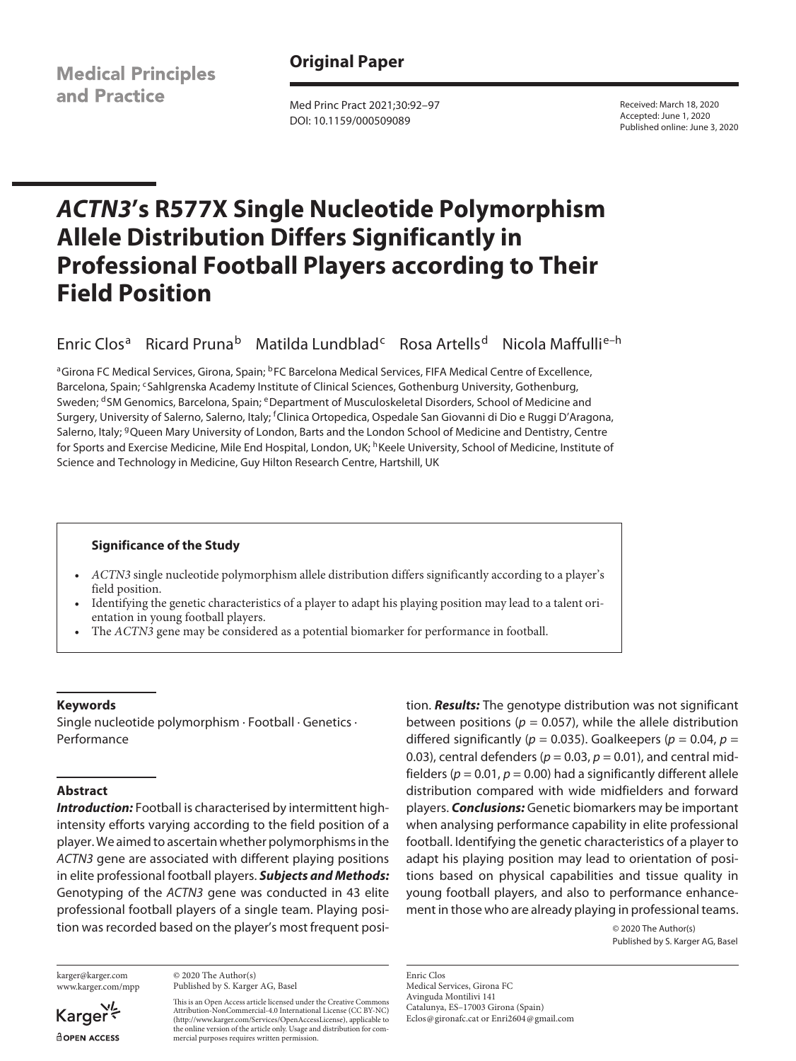Medical Principles and Practice

## Original Paper

Received: March 18, 2020
Accepted: June 1, 2020
Published online: June 3, 2020

DOI: 10.1159/000509089

# *ACTN3*'s R577X Single Nucleotide Polymorphism Allele Distribution Differs Significantly in Professional Football Players according to Their Field Position

Enric Clos[a] Ricard Pruna[b] Matilda Lundblad[c] Rosa Artells[d] Nicola Maffulli[e–h]

[a]Girona FC Medical Services, Girona, Spain; [b]FC Barcelona Medical Services, FIFA Medical Centre of Excellence, Barcelona, Spain; [c]Sahlgrenska Academy Institute of Clinical Sciences, Gothenburg University, Gothenburg, Sweden; [d]SM Genomics, Barcelona, Spain; [e]Department of Musculoskeletal Disorders, School of Medicine and Surgery, University of Salerno, Salerno, Italy; [f]Clinica Ortopedica, Ospedale San Giovanni di Dio e Ruggi D'Aragona, Salerno, Italy; [g]Queen Mary University of London, Barts and the London School of Medicine and Dentistry, Centre for Sports and Exercise Medicine, Mile End Hospital, London, UK; [h]Keele University, School of Medicine, Institute of Science and Technology in Medicine, Guy Hilton Research Centre, Hartshill, UK

### Significance of the Study

- *ACTN3* single nucleotide polymorphism allele distribution differs significantly according to a player's field position.
- Identifying the genetic characteristics of a player to adapt his playing position may lead to a talent orientation in young football players.
- The *ACTN3* gene may be considered as a potential biomarker for performance in football.

### Keywords

Single nucleotide polymorphism · Football · Genetics · Performance

### Abstract

***Introduction:*** Football is characterised by intermittent high-intensity efforts varying according to the field position of a player. We aimed to ascertain whether polymorphisms in the *ACTN3* gene are associated with different playing positions in elite professional football players. ***Subjects and Methods:*** Genotyping of the *ACTN3* gene was conducted in 43 elite professional football players of a single team. Playing position was recorded based on the player's most frequent position. ***Results:*** The genotype distribution was not significant between positions ($p = 0.057$), while the allele distribution differed significantly ($p = 0.035$). Goalkeepers ($p = 0.04$, $p = 0.03$), central defenders ($p = 0.03$, $p = 0.01$), and central midfielders ($p = 0.01$, $p = 0.00$) had a significantly different allele distribution compared with wide midfielders and forward players. ***Conclusions:*** Genetic biomarkers may be important when analysing performance capability in elite professional football. Identifying the genetic characteristics of a player to adapt his playing position may lead to orientation of positions based on physical capabilities and tissue quality in young football players, and also to performance enhancement in those who are already playing in professional teams.

© 2020 The Author(s)
Published by S. Karger AG, Basel

karger@karger.com
www.karger.com/mpp

© 2020 The Author(s)
Published by S. Karger AG, Basel

This is an Open Access article licensed under the Creative Commons Attribution-NonCommercial-4.0 International License (CC BY-NC) (http://www.karger.com/Services/OpenAccessLicense), applicable to the online version of the article only. Usage and distribution for commercial purposes requires written permission.

Enric Clos
Medical Services, Girona FC
Avinguda Montilivi 141
Catalunya, ES–17003 Girona (Spain)
Eclos@gironafc.cat or Enri2604@gmail.com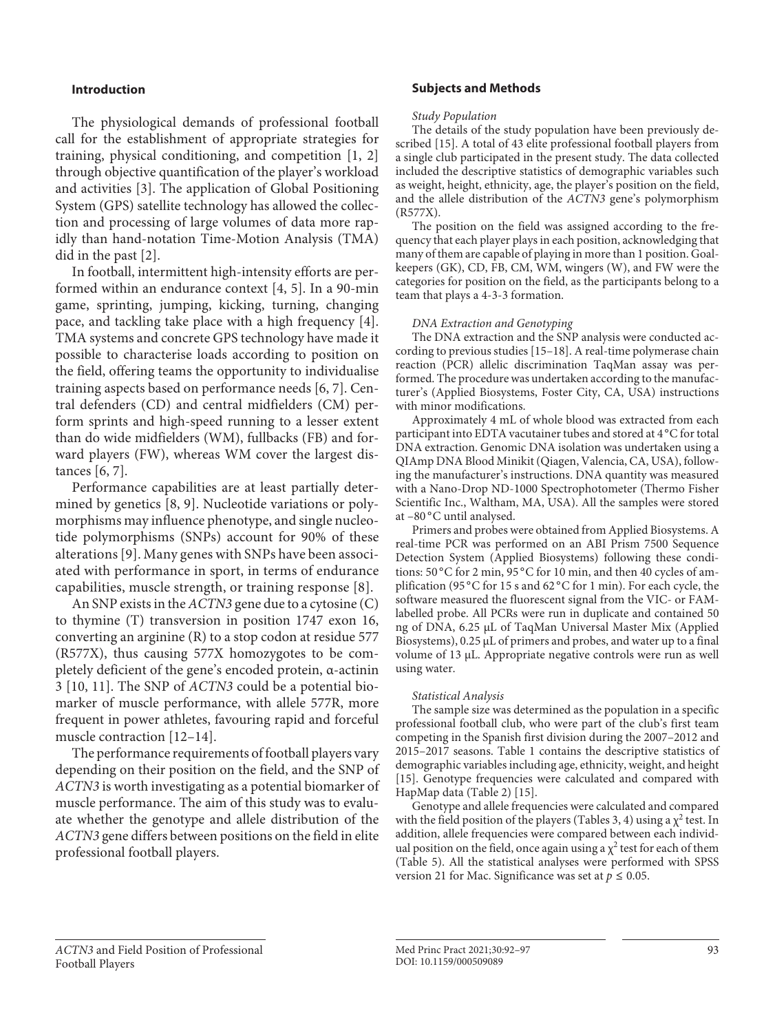## Introduction

The physiological demands of professional football call for the establishment of appropriate strategies for training, physical conditioning, and competition [1, 2] through objective quantification of the player's workload and activities [3]. The application of Global Positioning System (GPS) satellite technology has allowed the collection and processing of large volumes of data more rapidly than hand-notation Time-Motion Analysis (TMA) did in the past [2].

In football, intermittent high-intensity efforts are performed within an endurance context [4, 5]. In a 90-min game, sprinting, jumping, kicking, turning, changing pace, and tackling take place with a high frequency [4]. TMA systems and concrete GPS technology have made it possible to characterise loads according to position on the field, offering teams the opportunity to individualise training aspects based on performance needs [6, 7]. Central defenders (CD) and central midfielders (CM) perform sprints and high-speed running to a lesser extent than do wide midfielders (WM), fullbacks (FB) and forward players (FW), whereas WM cover the largest distances [6, 7].

Performance capabilities are at least partially determined by genetics [8, 9]. Nucleotide variations or polymorphisms may influence phenotype, and single nucleotide polymorphisms (SNPs) account for 90% of these alterations [9]. Many genes with SNPs have been associated with performance in sport, in terms of endurance capabilities, muscle strength, or training response [8].

An SNP exists in the *ACTN3* gene due to a cytosine (C) to thymine (T) transversion in position 1747 exon 16, converting an arginine (R) to a stop codon at residue 577 (R577X), thus causing 577X homozygotes to be completely deficient of the gene's encoded protein, α-actinin 3 [10, 11]. The SNP of *ACTN3* could be a potential biomarker of muscle performance, with allele 577R, more frequent in power athletes, favouring rapid and forceful muscle contraction [12–14].

The performance requirements of football players vary depending on their position on the field, and the SNP of *ACTN3* is worth investigating as a potential biomarker of muscle performance. The aim of this study was to evaluate whether the genotype and allele distribution of the *ACTN3* gene differs between positions on the field in elite professional football players.

## Subjects and Methods

### *Study Population*

The details of the study population have been previously described [15]. A total of 43 elite professional football players from a single club participated in the present study. The data collected included the descriptive statistics of demographic variables such as weight, height, ethnicity, age, the player's position on the field, and the allele distribution of the *ACTN3* gene's polymorphism (R577X).

The position on the field was assigned according to the frequency that each player plays in each position, acknowledging that many of them are capable of playing in more than 1 position. Goalkeepers (GK), CD, FB, CM, WM, wingers (W), and FW were the categories for position on the field, as the participants belong to a team that plays a 4-3-3 formation.

### *DNA Extraction and Genotyping*

The DNA extraction and the SNP analysis were conducted according to previous studies [15–18]. A real-time polymerase chain reaction (PCR) allelic discrimination TaqMan assay was performed. The procedure was undertaken according to the manufacturer's (Applied Biosystems, Foster City, CA, USA) instructions with minor modifications.

Approximately 4 mL of whole blood was extracted from each participant into EDTA vacutainer tubes and stored at 4 °C for total DNA extraction. Genomic DNA isolation was undertaken using a QIAmp DNA Blood Minikit (Qiagen, Valencia, CA, USA), following the manufacturer's instructions. DNA quantity was measured with a Nano-Drop ND-1000 Spectrophotometer (Thermo Fisher Scientific Inc., Waltham, MA, USA). All the samples were stored at −80 °C until analysed.

Primers and probes were obtained from Applied Biosystems. A real-time PCR was performed on an ABI Prism 7500 Sequence Detection System (Applied Biosystems) following these conditions: 50 °C for 2 min, 95 °C for 10 min, and then 40 cycles of amplification (95 °C for 15 s and 62 °C for 1 min). For each cycle, the software measured the fluorescent signal from the VIC- or FAM-labelled probe. All PCRs were run in duplicate and contained 50 ng of DNA, 6.25 µL of TaqMan Universal Master Mix (Applied Biosystems), 0.25 µL of primers and probes, and water up to a final volume of 13 µL. Appropriate negative controls were run as well using water.

### *Statistical Analysis*

The sample size was determined as the population in a specific professional football club, who were part of the club's first team competing in the Spanish first division during the 2007–2012 and 2015–2017 seasons. Table 1 contains the descriptive statistics of demographic variables including age, ethnicity, weight, and height [15]. Genotype frequencies were calculated and compared with HapMap data (Table 2) [15].

Genotype and allele frequencies were calculated and compared with the field position of the players (Tables 3, 4) using a $\chi^2$ test. In addition, allele frequencies were compared between each individual position on the field, once again using a $\chi^2$ test for each of them (Table 5). All the statistical analyses were performed with SPSS version 21 for Mac. Significance was set at $p \leq 0.05$.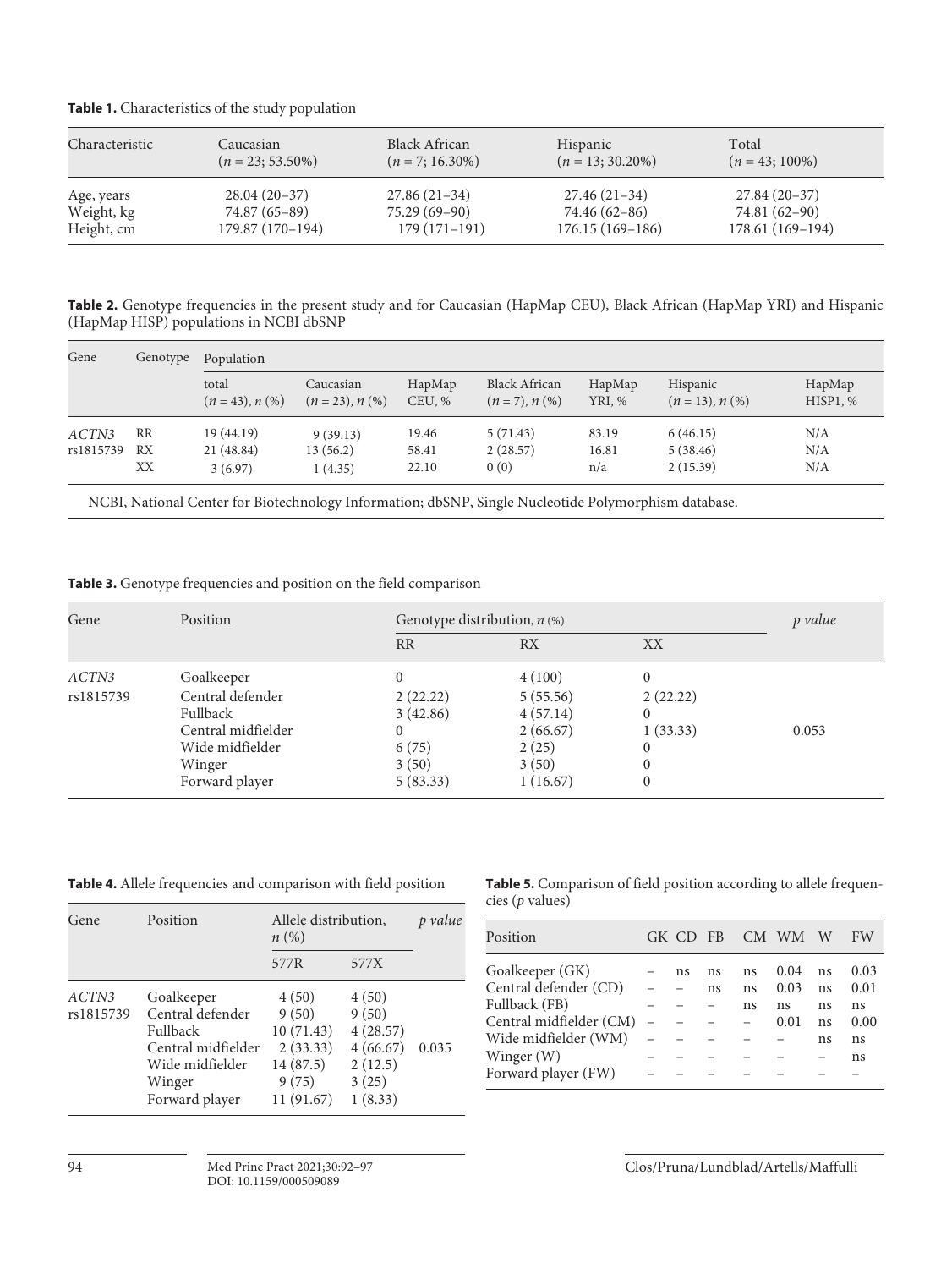**Table 1.** Characteristics of the study population

| Characteristic | Caucasian ($n$ = 23; 53.50%) | Black African ($n$ = 7; 16.30%) | Hispanic ($n$ = 13; 30.20%) | Total ($n$ = 43; 100%) |
|---|---|---|---|---|
| Age, years | 28.04 (20–37) | 27.86 (21–34) | 27.46 (21–34) | 27.84 (20–37) |
| Weight, kg | 74.87 (65–89) | 75.29 (69–90) | 74.46 (62–86) | 74.81 (62–90) |
| Height, cm | 179.87 (170–194) | 179 (171–191) | 176.15 (169–186) | 178.61 (169–194) |

**Table 2.** Genotype frequencies in the present study and for Caucasian (HapMap CEU), Black African (HapMap YRI) and Hispanic (HapMap HISP) populations in NCBI dbSNP

| Gene | Genotype | Population | | | | | | |
|---|---|---|---|---|---|---|---|---|
| | | total ($n$ = 43), $n$ (%) | Caucasian ($n$ = 23), $n$ (%) | HapMap CEU, % | Black African ($n$ = 7), $n$ (%) | HapMap YRI, % | Hispanic ($n$ = 13), $n$ (%) | HapMap HISP1, % |
| *ACTN3* rs1815739 | RR | 19 (44.19) | 9 (39.13) | 19.46 | 5 (71.43) | 83.19 | 6 (46.15) | N/A |
| | RX | 21 (48.84) | 13 (56.2) | 58.41 | 2 (28.57) | 16.81 | 5 (38.46) | N/A |
| | XX | 3 (6.97) | 1 (4.35) | 22.10 | 0 (0) | n/a | 2 (15.39) | N/A |

NCBI, National Center for Biotechnology Information; dbSNP, Single Nucleotide Polymorphism database.

**Table 3.** Genotype frequencies and position on the field comparison

| Gene | Position | Genotype distribution, $n$ (%) | | | *p value* |
|---|---|---|---|---|---|
| | | RR | RX | XX | |
| *ACTN3* rs1815739 | Goalkeeper | 0 | 4 (100) | 0 | 0.053 |
| | Central defender | 2 (22.22) | 5 (55.56) | 2 (22.22) | |
| | Fullback | 3 (42.86) | 4 (57.14) | 0 | |
| | Central midfielder | 0 | 2 (66.67) | 1 (33.33) | |
| | Wide midfielder | 6 (75) | 2 (25) | 0 | |
| | Winger | 3 (50) | 3 (50) | 0 | |
| | Forward player | 5 (83.33) | 1 (16.67) | 0 | |

**Table 4.** Allele frequencies and comparison with field position

| Gene | Position | Allele distribution, $n$ (%) | | *p value* |
|---|---|---|---|---|
| | | 577R | 577X | |
| *ACTN3* rs1815739 | Goalkeeper | 4 (50) | 4 (50) | 0.035 |
| | Central defender | 9 (50) | 9 (50) | |
| | Fullback | 10 (71.43) | 4 (28.57) | |
| | Central midfielder | 2 (33.33) | 4 (66.67) | |
| | Wide midfielder | 14 (87.5) | 2 (12.5) | |
| | Winger | 9 (75) | 3 (25) | |
| | Forward player | 11 (91.67) | 1 (8.33) | |

**Table 5.** Comparison of field position according to allele frequencies ($p$ values)

| Position | GK | CD | FB | CM | WM | W | FW |
|---|---|---|---|---|---|---|---|
| Goalkeeper (GK) | – | ns | ns | ns | 0.04 | ns | 0.03 |
| Central defender (CD) | – | – | ns | ns | 0.03 | ns | 0.01 |
| Fullback (FB) | – | – | – | ns | ns | ns | ns |
| Central midfielder (CM) | – | – | – | – | 0.01 | ns | 0.00 |
| Wide midfielder (WM) | – | – | – | – | – | ns | ns |
| Winger (W) | – | – | – | – | – | – | ns |
| Forward player (FW) | – | – | – | – | – | – | – |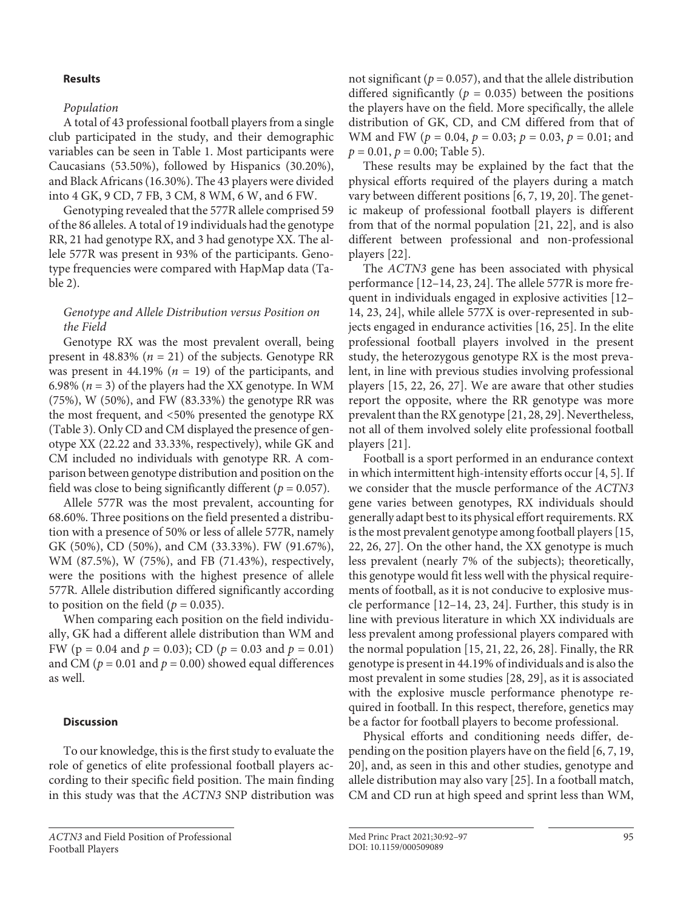## Results

### Population

A total of 43 professional football players from a single club participated in the study, and their demographic variables can be seen in Table 1. Most participants were Caucasians (53.50%), followed by Hispanics (30.20%), and Black Africans (16.30%). The 43 players were divided into 4 GK, 9 CD, 7 FB, 3 CM, 8 WM, 6 W, and 6 FW.

Genotyping revealed that the 577R allele comprised 59 of the 86 alleles. A total of 19 individuals had the genotype RR, 21 had genotype RX, and 3 had genotype XX. The allele 577R was present in 93% of the participants. Genotype frequencies were compared with HapMap data (Table 2).

### Genotype and Allele Distribution versus Position on the Field

Genotype RX was the most prevalent overall, being present in 48.83% ($n$ = 21) of the subjects. Genotype RR was present in 44.19% ($n$ = 19) of the participants, and 6.98% ($n$ = 3) of the players had the XX genotype. In WM (75%), W (50%), and FW (83.33%) the genotype RR was the most frequent, and <50% presented the genotype RX (Table 3). Only CD and CM displayed the presence of genotype XX (22.22 and 33.33%, respectively), while GK and CM included no individuals with genotype RR. A comparison between genotype distribution and position on the field was close to being significantly different ($p$ = 0.057).

Allele 577R was the most prevalent, accounting for 68.60%. Three positions on the field presented a distribution with a presence of 50% or less of allele 577R, namely GK (50%), CD (50%), and CM (33.33%). FW (91.67%), WM (87.5%), W (75%), and FB (71.43%), respectively, were the positions with the highest presence of allele 577R. Allele distribution differed significantly according to position on the field ($p$ = 0.035).

When comparing each position on the field individually, GK had a different allele distribution than WM and FW (p = 0.04 and $p$ = 0.03); CD ($p$ = 0.03 and $p$ = 0.01) and CM ($p$ = 0.01 and $p$ = 0.00) showed equal differences as well.

## Discussion

To our knowledge, this is the first study to evaluate the role of genetics of elite professional football players according to their specific field position. The main finding in this study was that the *ACTN3* SNP distribution was not significant ($p$ = 0.057), and that the allele distribution differed significantly ($p$ = 0.035) between the positions the players have on the field. More specifically, the allele distribution of GK, CD, and CM differed from that of WM and FW ($p$ = 0.04, $p$ = 0.03; $p$ = 0.03, $p$ = 0.01; and $p$ = 0.01, $p$ = 0.00; Table 5).

These results may be explained by the fact that the physical efforts required of the players during a match vary between different positions [6, 7, 19, 20]. The genetic makeup of professional football players is different from that of the normal population [21, 22], and is also different between professional and non-professional players [22].

The *ACTN3* gene has been associated with physical performance [12–14, 23, 24]. The allele 577R is more frequent in individuals engaged in explosive activities [12–14, 23, 24], while allele 577X is over-represented in subjects engaged in endurance activities [16, 25]. In the elite professional football players involved in the present study, the heterozygous genotype RX is the most prevalent, in line with previous studies involving professional players [15, 22, 26, 27]. We are aware that other studies report the opposite, where the RR genotype was more prevalent than the RX genotype [21, 28, 29]. Nevertheless, not all of them involved solely elite professional football players [21].

Football is a sport performed in an endurance context in which intermittent high-intensity efforts occur [4, 5]. If we consider that the muscle performance of the *ACTN3* gene varies between genotypes, RX individuals should generally adapt best to its physical effort requirements. RX is the most prevalent genotype among football players [15, 22, 26, 27]. On the other hand, the XX genotype is much less prevalent (nearly 7% of the subjects); theoretically, this genotype would fit less well with the physical requirements of football, as it is not conducive to explosive muscle performance [12–14, 23, 24]. Further, this study is in line with previous literature in which XX individuals are less prevalent among professional players compared with the normal population [15, 21, 22, 26, 28]. Finally, the RR genotype is present in 44.19% of individuals and is also the most prevalent in some studies [28, 29], as it is associated with the explosive muscle performance phenotype required in football. In this respect, therefore, genetics may be a factor for football players to become professional.

Physical efforts and conditioning needs differ, depending on the position players have on the field [6, 7, 19, 20], and, as seen in this and other studies, genotype and allele distribution may also vary [25]. In a football match, CM and CD run at high speed and sprint less than WM,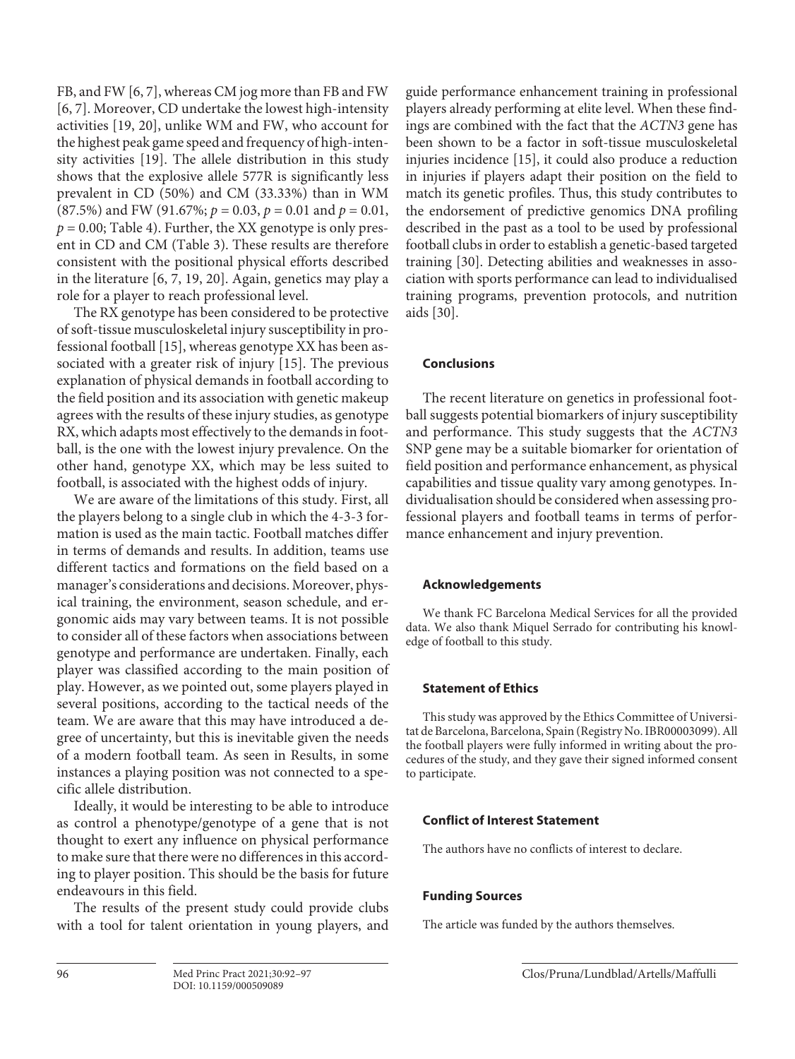FB, and FW [6, 7], whereas CM jog more than FB and FW [6, 7]. Moreover, CD undertake the lowest high-intensity activities [19, 20], unlike WM and FW, who account for the highest peak game speed and frequency of high-intensity activities [19]. The allele distribution in this study shows that the explosive allele 577R is significantly less prevalent in CD (50%) and CM (33.33%) than in WM (87.5%) and FW (91.67%; $p = 0.03$, $p = 0.01$ and $p = 0.01$, $p = 0.00$; Table 4). Further, the XX genotype is only present in CD and CM (Table 3). These results are therefore consistent with the positional physical efforts described in the literature [6, 7, 19, 20]. Again, genetics may play a role for a player to reach professional level.

The RX genotype has been considered to be protective of soft-tissue musculoskeletal injury susceptibility in professional football [15], whereas genotype XX has been associated with a greater risk of injury [15]. The previous explanation of physical demands in football according to the field position and its association with genetic makeup agrees with the results of these injury studies, as genotype RX, which adapts most effectively to the demands in football, is the one with the lowest injury prevalence. On the other hand, genotype XX, which may be less suited to football, is associated with the highest odds of injury.

We are aware of the limitations of this study. First, all the players belong to a single club in which the 4-3-3 formation is used as the main tactic. Football matches differ in terms of demands and results. In addition, teams use different tactics and formations on the field based on a manager's considerations and decisions. Moreover, physical training, the environment, season schedule, and ergonomic aids may vary between teams. It is not possible to consider all of these factors when associations between genotype and performance are undertaken. Finally, each player was classified according to the main position of play. However, as we pointed out, some players played in several positions, according to the tactical needs of the team. We are aware that this may have introduced a degree of uncertainty, but this is inevitable given the needs of a modern football team. As seen in Results, in some instances a playing position was not connected to a specific allele distribution.

Ideally, it would be interesting to be able to introduce as control a phenotype/genotype of a gene that is not thought to exert any influence on physical performance to make sure that there were no differences in this according to player position. This should be the basis for future endeavours in this field.

The results of the present study could provide clubs with a tool for talent orientation in young players, and guide performance enhancement training in professional players already performing at elite level. When these findings are combined with the fact that the *ACTN3* gene has been shown to be a factor in soft-tissue musculoskeletal injuries incidence [15], it could also produce a reduction in injuries if players adapt their position on the field to match its genetic profiles. Thus, this study contributes to the endorsement of predictive genomics DNA profiling described in the past as a tool to be used by professional football clubs in order to establish a genetic-based targeted training [30]. Detecting abilities and weaknesses in association with sports performance can lead to individualised training programs, prevention protocols, and nutrition aids [30].

## Conclusions

The recent literature on genetics in professional football suggests potential biomarkers of injury susceptibility and performance. This study suggests that the *ACTN3* SNP gene may be a suitable biomarker for orientation of field position and performance enhancement, as physical capabilities and tissue quality vary among genotypes. Individualisation should be considered when assessing professional players and football teams in terms of performance enhancement and injury prevention.

## Acknowledgements

We thank FC Barcelona Medical Services for all the provided data. We also thank Miquel Serrado for contributing his knowledge of football to this study.

## Statement of Ethics

This study was approved by the Ethics Committee of Universitat de Barcelona, Barcelona, Spain (Registry No. IBR00003099). All the football players were fully informed in writing about the procedures of the study, and they gave their signed informed consent to participate.

## Conflict of Interest Statement

The authors have no conflicts of interest to declare.

## Funding Sources

The article was funded by the authors themselves.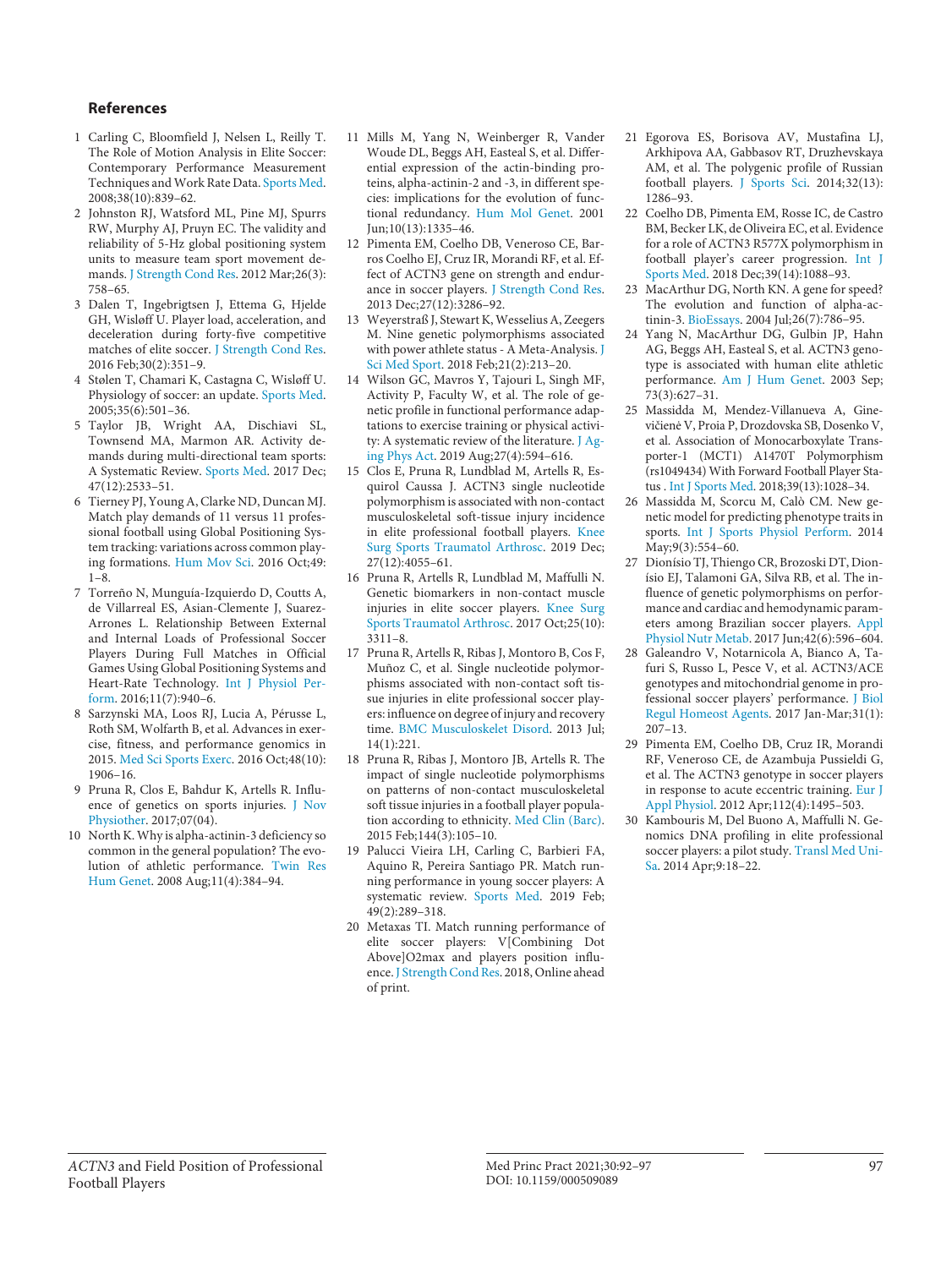## References

1. Carling C, Bloomfield J, Nelsen L, Reilly T. The Role of Motion Analysis in Elite Soccer: Contemporary Performance Measurement Techniques and Work Rate Data. Sports Med. 2008;38(10):839–62.
2. Johnston RJ, Watsford ML, Pine MJ, Spurrs RW, Murphy AJ, Pruyn EC. The validity and reliability of 5-Hz global positioning system units to measure team sport movement demands. J Strength Cond Res. 2012 Mar;26(3): 758–65.
3. Dalen T, Ingebrigtsen J, Ettema G, Hjelde GH, Wisløff U. Player load, acceleration, and deceleration during forty-five competitive matches of elite soccer. J Strength Cond Res. 2016 Feb;30(2):351–9.
4. Stølen T, Chamari K, Castagna C, Wisløff U. Physiology of soccer: an update. Sports Med. 2005;35(6):501–36.
5. Taylor JB, Wright AA, Dischiavi SL, Townsend MA, Marmon AR. Activity demands during multi-directional team sports: A Systematic Review. Sports Med. 2017 Dec; 47(12):2533–51.
6. Tierney PJ, Young A, Clarke ND, Duncan MJ. Match play demands of 11 versus 11 professional football using Global Positioning System tracking: variations across common playing formations. Hum Mov Sci. 2016 Oct;49: 1–8.
7. Torreño N, Munguía-Izquierdo D, Coutts A, de Villarreal ES, Asian-Clemente J, Suarez-Arrones L. Relationship Between External and Internal Loads of Professional Soccer Players During Full Matches in Official Games Using Global Positioning Systems and Heart-Rate Technology. Int J Physiol Perform. 2016;11(7):940–6.
8. Sarzynski MA, Loos RJ, Lucia A, Pérusse L, Roth SM, Wolfarth B, et al. Advances in exercise, fitness, and performance genomics in 2015. Med Sci Sports Exerc. 2016 Oct;48(10): 1906–16.
9. Pruna R, Clos E, Bahdur K, Artells R. Influence of genetics on sports injuries. J Nov Physiother. 2017;07(04).
10. North K. Why is alpha-actinin-3 deficiency so common in the general population? The evolution of athletic performance. Twin Res Hum Genet. 2008 Aug;11(4):384–94.
11. Mills M, Yang N, Weinberger R, Vander Woude DL, Beggs AH, Easteal S, et al. Differential expression of the actin-binding proteins, alpha-actinin-2 and -3, in different species: implications for the evolution of functional redundancy. Hum Mol Genet. 2001 Jun;10(13):1335–46.
12. Pimenta EM, Coelho DB, Veneroso CE, Barros Coelho EJ, Cruz IR, Morandi RF, et al. Effect of ACTN3 gene on strength and endurance in soccer players. J Strength Cond Res. 2013 Dec;27(12):3286–92.
13. Weyerstraß J, Stewart K, Wesselius A, Zeegers M. Nine genetic polymorphisms associated with power athlete status - A Meta-Analysis. J Sci Med Sport. 2018 Feb;21(2):213–20.
14. Wilson GC, Mavros Y, Tajouri L, Singh MF, Activity P, Faculty W, et al. The role of genetic profile in functional performance adaptations to exercise training or physical activity: A systematic review of the literature. J Aging Phys Act. 2019 Aug;27(4):594–616.
15. Clos E, Pruna R, Lundblad M, Artells R, Esquirol Caussa J. ACTN3 single nucleotide polymorphism is associated with non-contact musculoskeletal soft-tissue injury incidence in elite professional football players. Knee Surg Sports Traumatol Arthrosc. 2019 Dec; 27(12):4055–61.
16. Pruna R, Artells R, Lundblad M, Maffulli N. Genetic biomarkers in non-contact muscle injuries in elite soccer players. Knee Surg Sports Traumatol Arthrosc. 2017 Oct;25(10): 3311–8.
17. Pruna R, Artells R, Ribas J, Montoro B, Cos F, Muñoz C, et al. Single nucleotide polymorphisms associated with non-contact soft tissue injuries in elite professional soccer players: influence on degree of injury and recovery time. BMC Musculoskelet Disord. 2013 Jul; 14(1):221.
18. Pruna R, Ribas J, Montoro JB, Artells R. The impact of single nucleotide polymorphisms on patterns of non-contact musculoskeletal soft tissue injuries in a football player population according to ethnicity. Med Clin (Barc). 2015 Feb;144(3):105–10.
19. Palucci Vieira LH, Carling C, Barbieri FA, Aquino R, Pereira Santiago PR. Match running performance in young soccer players: A systematic review. Sports Med. 2019 Feb; 49(2):289–318.
20. Metaxas TI. Match running performance of elite soccer players: V[Combining Dot Above]O2max and players position influence. J Strength Cond Res. 2018, Online ahead of print.
21. Egorova ES, Borisova AV, Mustafina LJ, Arkhipova AA, Gabbasov RT, Druzhevskaya AM, et al. The polygenic profile of Russian football players. J Sports Sci. 2014;32(13): 1286–93.
22. Coelho DB, Pimenta EM, Rosse IC, de Castro BM, Becker LK, de Oliveira EC, et al. Evidence for a role of ACTN3 R577X polymorphism in football player's career progression. Int J Sports Med. 2018 Dec;39(14):1088–93.
23. MacArthur DG, North KN. A gene for speed? The evolution and function of alpha-actinin-3. BioEssays. 2004 Jul;26(7):786–95.
24. Yang N, MacArthur DG, Gulbin JP, Hahn AG, Beggs AH, Easteal S, et al. ACTN3 genotype is associated with human elite athletic performance. Am J Hum Genet. 2003 Sep; 73(3):627–31.
25. Massidda M, Mendez-Villanueva A, Ginevičienė V, Proia P, Drozdovska SB, Dosenko V, et al. Association of Monocarboxylate Transporter-1 (MCT1) A1470T Polymorphism (rs1049434) With Forward Football Player Status . Int J Sports Med. 2018;39(13):1028–34.
26. Massidda M, Scorcu M, Calò CM. New genetic model for predicting phenotype traits in sports. Int J Sports Physiol Perform. 2014 May;9(3):554–60.
27. Dionísio TJ, Thiengo CR, Brozoski DT, Dionísio EJ, Talamoni GA, Silva RB, et al. The influence of genetic polymorphisms on performance and cardiac and hemodynamic parameters among Brazilian soccer players. Appl Physiol Nutr Metab. 2017 Jun;42(6):596–604.
28. Galeandro V, Notarnicola A, Bianco A, Tafuri S, Russo L, Pesce V, et al. ACTN3/ACE genotypes and mitochondrial genome in professional soccer players' performance. J Biol Regul Homeost Agents. 2017 Jan-Mar;31(1): 207–13.
29. Pimenta EM, Coelho DB, Cruz IR, Morandi RF, Veneroso CE, de Azambuja Pussieldi G, et al. The ACTN3 genotype in soccer players in response to acute eccentric training. Eur J Appl Physiol. 2012 Apr;112(4):1495–503.
30. Kambouris M, Del Buono A, Maffulli N. Genomics DNA profiling in elite professional soccer players: a pilot study. Transl Med UniSa. 2014 Apr;9:18–22.